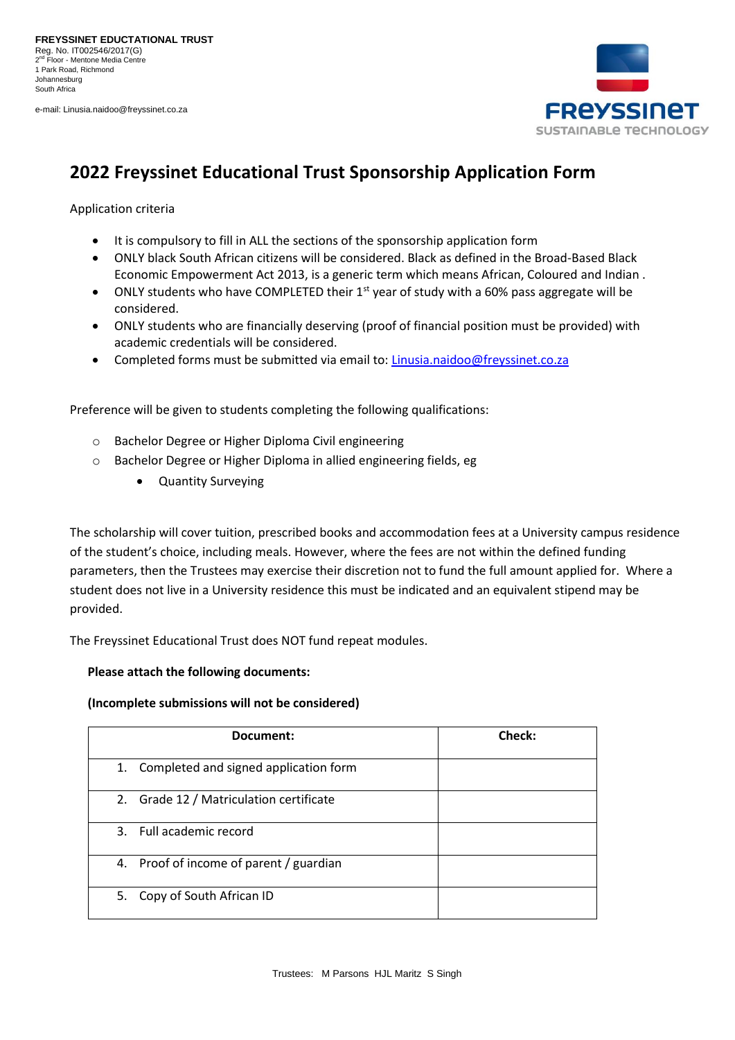**FREYSSINET EDUCTATIONAL TRUST**
Reg. No. IT002546/2017(G)
2nd Floor - Mentone Media Centre
1 Park Road, Richmond
Johannesburg
South Africa

e-mail: Linusia.naidoo@freyssinet.co.za

FREYSSINET
SUSTAINABLE TECHNOLOGY

# 2022 Freyssinet Educational Trust Sponsorship Application Form

Application criteria

- It is compulsory to fill in ALL the sections of the sponsorship application form
- ONLY black South African citizens will be considered. Black as defined in the Broad-Based Black Economic Empowerment Act 2013, is a generic term which means African, Coloured and Indian .
- ONLY students who have COMPLETED their 1st year of study with a 60% pass aggregate will be considered.
- ONLY students who are financially deserving (proof of financial position must be provided) with academic credentials will be considered.
- Completed forms must be submitted via email to: Linusia.naidoo@freyssinet.co.za

Preference will be given to students completing the following qualifications:

- Bachelor Degree or Higher Diploma Civil engineering
- Bachelor Degree or Higher Diploma in allied engineering fields, eg
  - Quantity Surveying

The scholarship will cover tuition, prescribed books and accommodation fees at a University campus residence of the student's choice, including meals. However, where the fees are not within the defined funding parameters, then the Trustees may exercise their discretion not to fund the full amount applied for. Where a student does not live in a University residence this must be indicated and an equivalent stipend may be provided.

The Freyssinet Educational Trust does NOT fund repeat modules.

**Please attach the following documents:**

**(Incomplete submissions will not be considered)**

| Document: | Check: |
|---|---|
| 1. Completed and signed application form | |
| 2. Grade 12 / Matriculation certificate | |
| 3. Full academic record | |
| 4. Proof of income of parent / guardian | |
| 5. Copy of South African ID | |

Trustees: M Parsons HJL Maritz S Singh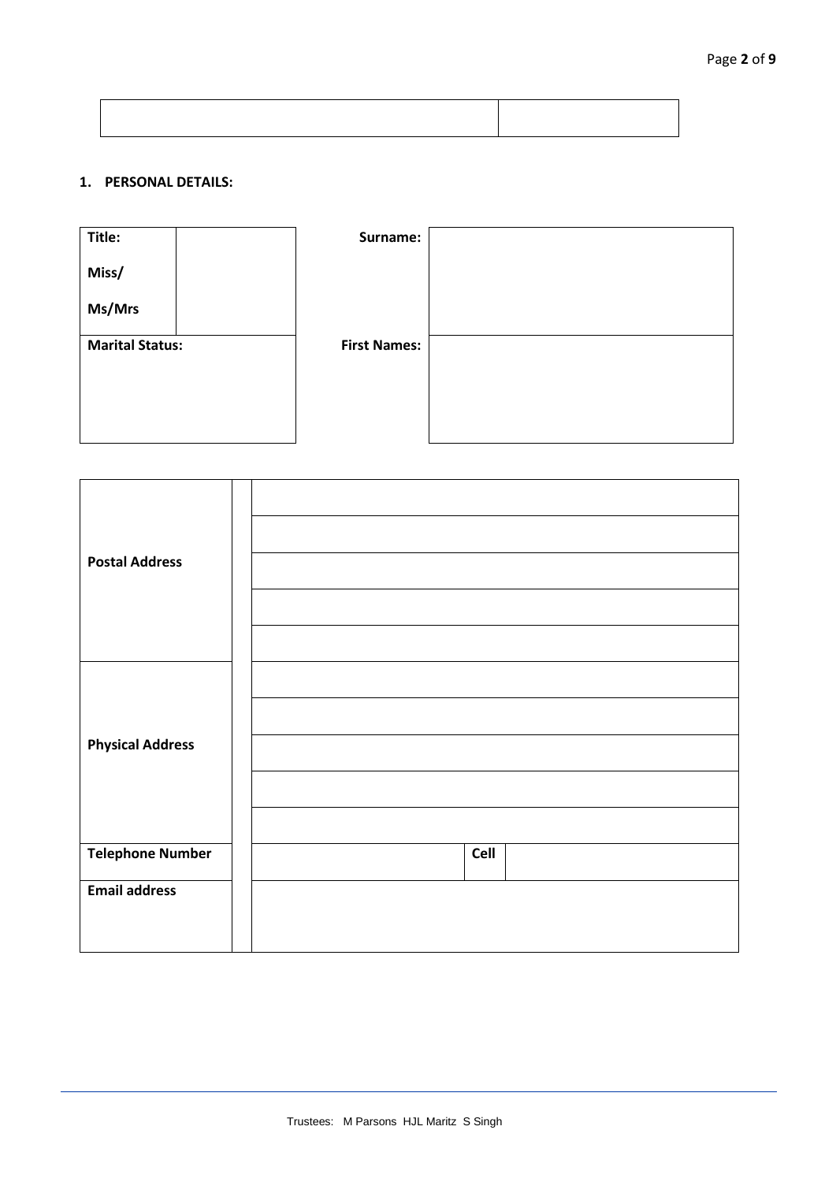| | |
|---|---|
| | |

**1. PERSONAL DETAILS:**

| **Title:** **Miss/** **Ms/Mrs** | | **Surname:** | |
|---|---|---|---|
| **Marital Status:** | | **First Names:** | |

| | | | | |
|---|---|---|---|---|
| **Postal Address** | | | | |
| | | | | |
| | | | | |
| | | | | |
| | | | | |
| **Physical Address** | | | | |
| | | | | |
| | | | | |
| | | | | |
| | | | | |
| **Telephone Number** | | | **Cell** | |
| **Email address** | | | | |

Trustees: M Parsons HJL Maritz S Singh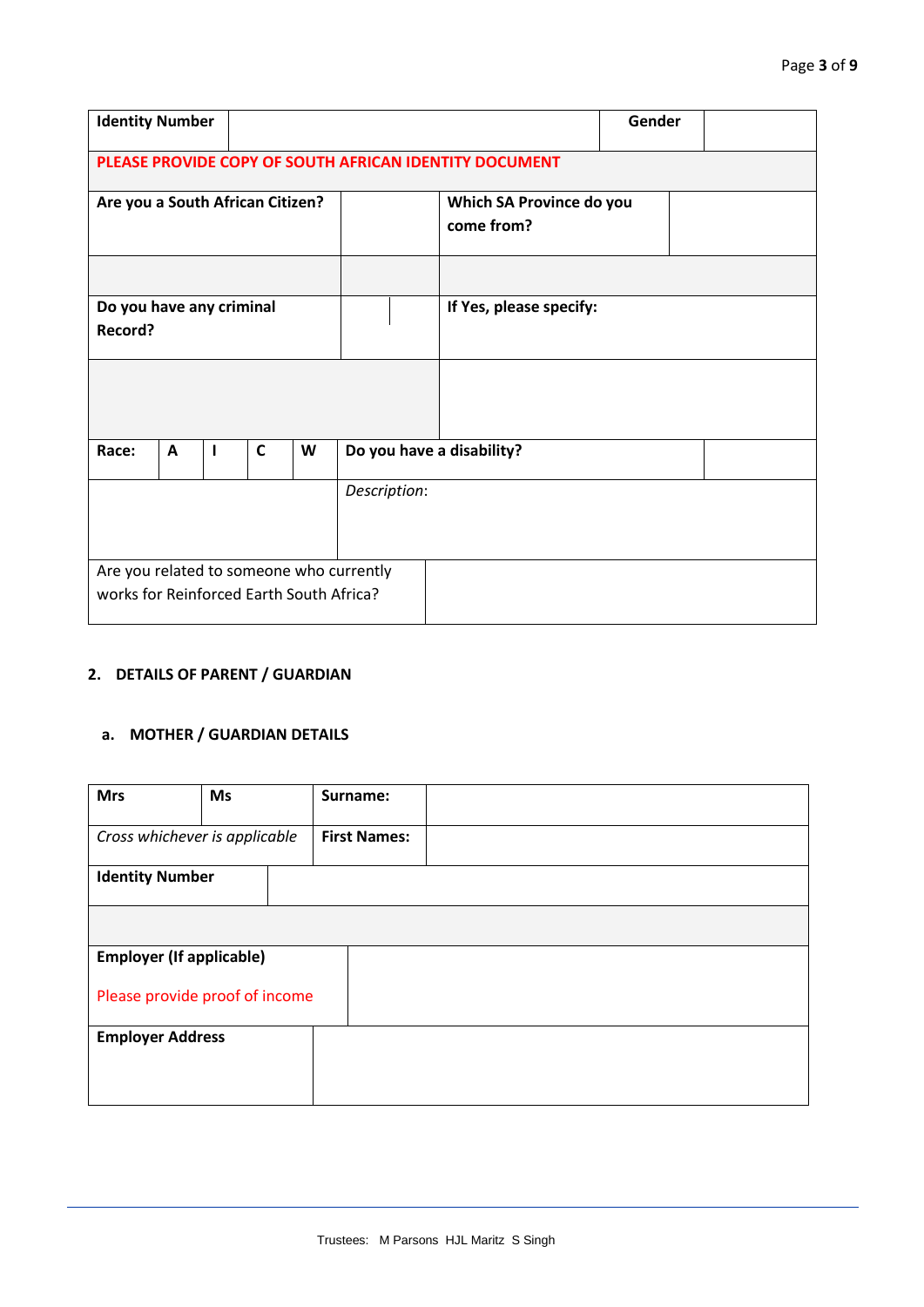| **Identity Number** | | **Gender** | |
|---|---|---|---|
| **PLEASE PROVIDE COPY OF SOUTH AFRICAN IDENTITY DOCUMENT** | | | |
| **Are you a South African Citizen?** | | **Which SA Province do you come from?** | |
| | | | |
| **Do you have any criminal Record?** | | **If Yes, please specify:** | |
| | | | |

| **Race:** | **A** | **I** | **C** | **W** | **Do you have a disability?** | |
|---|---|---|---|---|---|---|
| | | | | | *Description*: | |
| Are you related to someone who currently works for Reinforced Earth South Africa? | | | | | | |

## 2. DETAILS OF PARENT / GUARDIAN

### a. MOTHER / GUARDIAN DETAILS

| **Mrs** | **Ms** | **Surname:** | |
|---|---|---|---|
| *Cross whichever is applicable* | | **First Names:** | |
| **Identity Number** | | | |
| | | | |
| **Employer (If applicable)**<br><br>Please provide proof of income | | | |
| **Employer Address** | | | |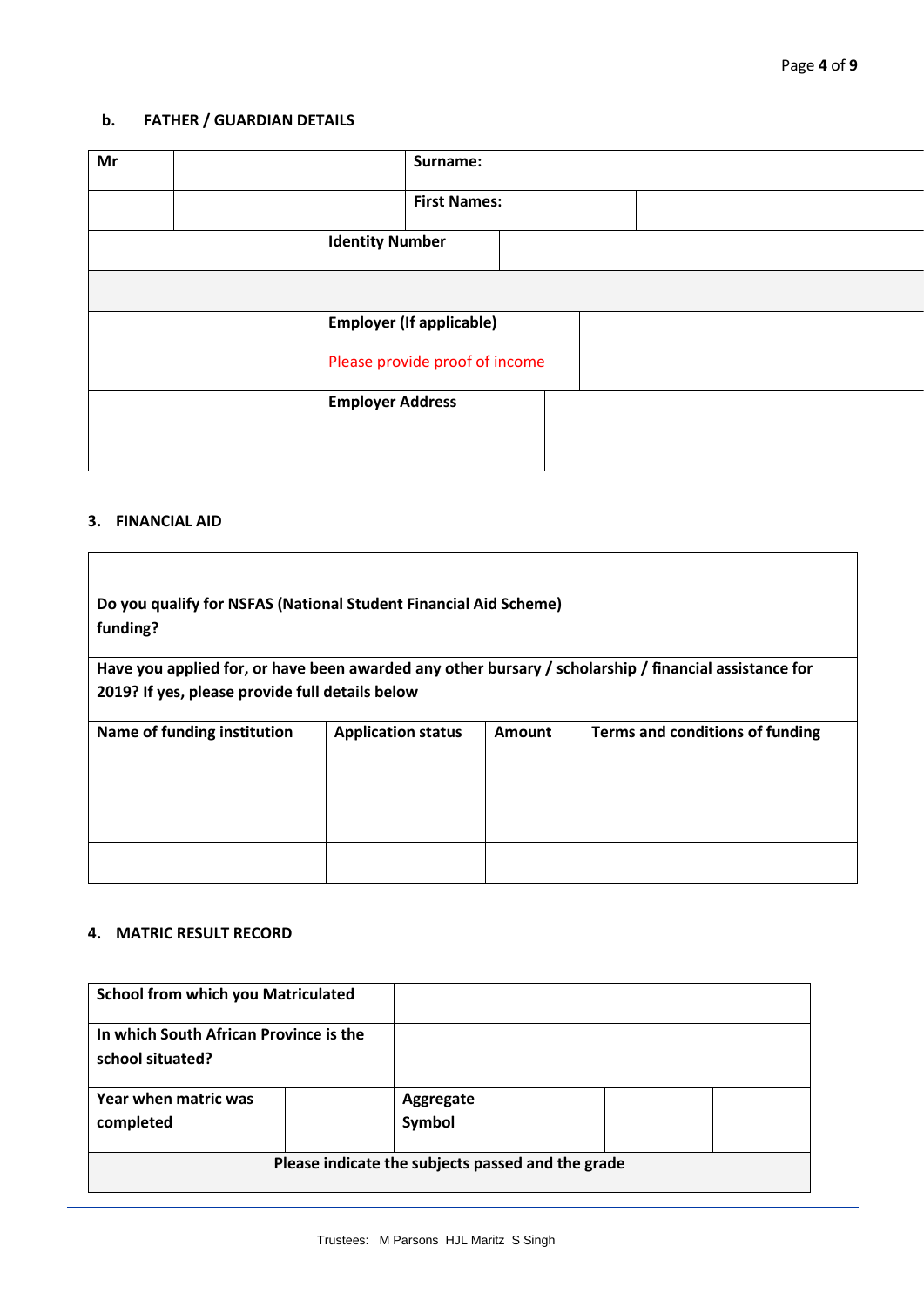### b. FATHER / GUARDIAN DETAILS

| Mr | | Surname: | |
|---|---|---|---|
| | | First Names: | |
| | Identity Number | | |
| | | | |
| | Employer (If applicable)<br><br>Please provide proof of income | | |
| | Employer Address | | |

### 3. FINANCIAL AID

| | | | |
|---|---|---|---|
| Do you qualify for NSFAS (National Student Financial Aid Scheme) funding? | | | |
| Have you applied for, or have been awarded any other bursary / scholarship / financial assistance for 2019? If yes, please provide full details below | | | |
| **Name of funding institution** | **Application status** | **Amount** | **Terms and conditions of funding** |
| | | | |
| | | | |
| | | | |

### 4. MATRIC RESULT RECORD

| School from which you Matriculated | | | | | |
|---|---|---|---|---|---|
| In which South African Province is the school situated? | | | | | |
| Year when matric was completed | | Aggregate Symbol | | | |
| Please indicate the subjects passed and the grade | | | | | |

Trustees: M Parsons HJL Maritz S Singh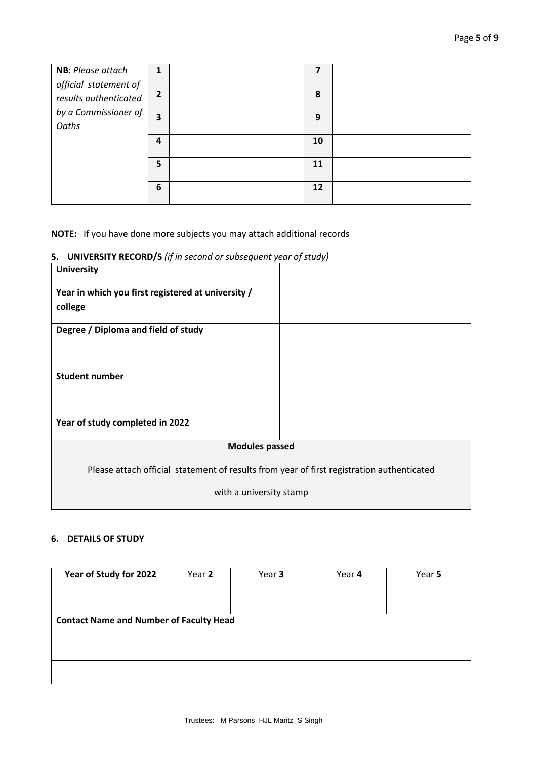| NB: *Please attach official statement of results authenticated by a Commissioner of Oaths* | **1** | | **7** | |
|---|---|---|---|---|
| | **2** | | **8** | |
| | **3** | | **9** | |
| | **4** | | **10** | |
| | **5** | | **11** | |
| | **6** | | **12** | |

**NOTE:** If you have done more subjects you may attach additional records

### 5. UNIVERSITY RECORD/S *(if in second or subsequent year of study)*

| **University** | |
|---|---|
| **Year in which you first registered at university / college** | |
| **Degree / Diploma and field of study** | |
| **Student number** | |
| **Year of study completed in 2022** | |
| **Modules passed** | |
| Please attach official statement of results from year of first registration authenticated with a university stamp | |

### 6. DETAILS OF STUDY

| **Year of Study for 2022** | Year **2** | Year **3** | Year **4** | Year **5** |
|---|---|---|---|---|
| **Contact Name and Number of Faculty Head** | | | | |
| | | | | |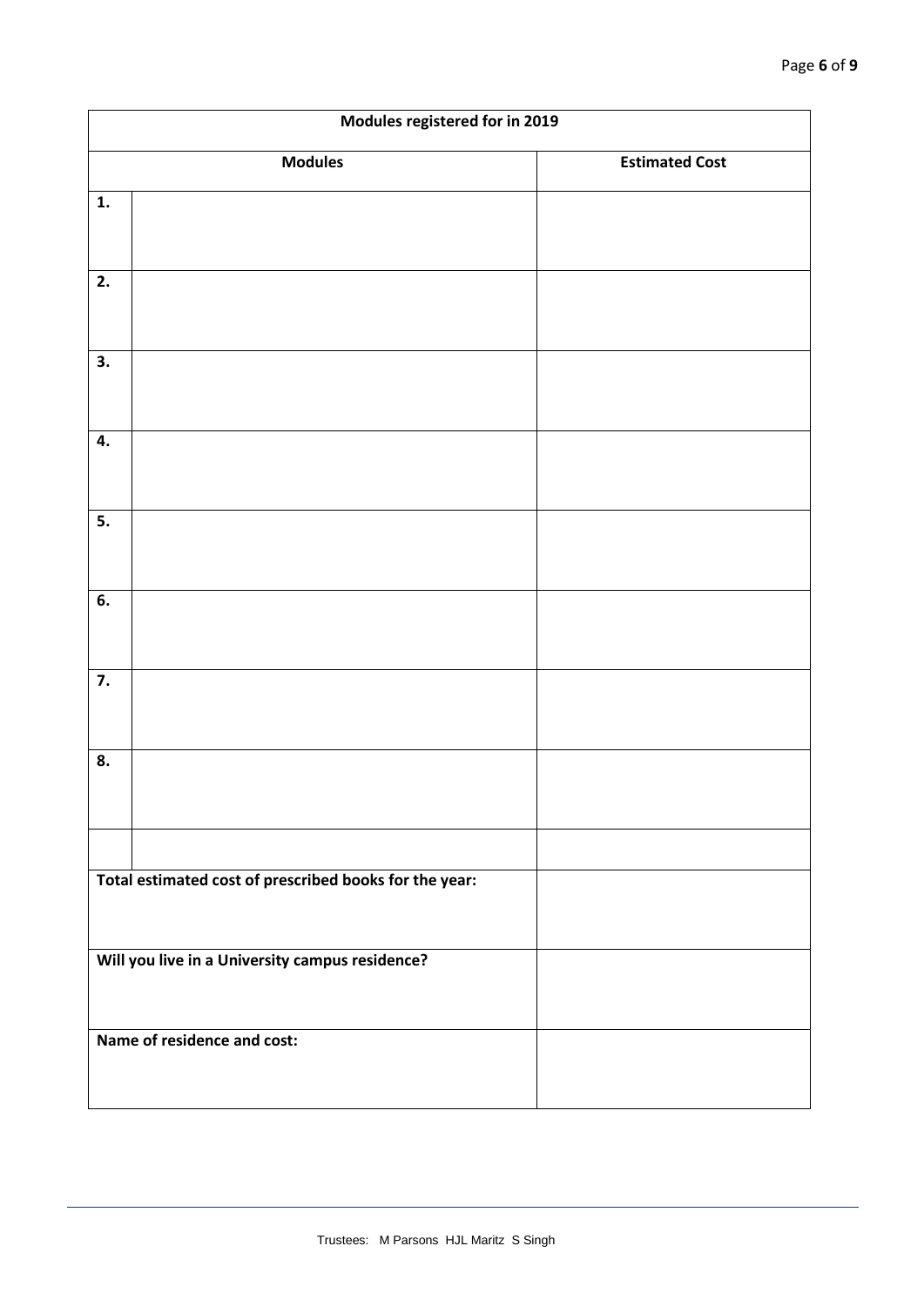| Modules registered for in 2019 | | |
|---|---|---|
| **Modules** | | **Estimated Cost** |
| **1.** | | |
| **2.** | | |
| **3.** | | |
| **4.** | | |
| **5.** | | |
| **6.** | | |
| **7.** | | |
| **8.** | | |
| | | |
| **Total estimated cost of prescribed books for the year:** | | |
| **Will you live in a University campus residence?** | | |
| **Name of residence and cost:** | | |

Trustees: M Parsons HJL Maritz S Singh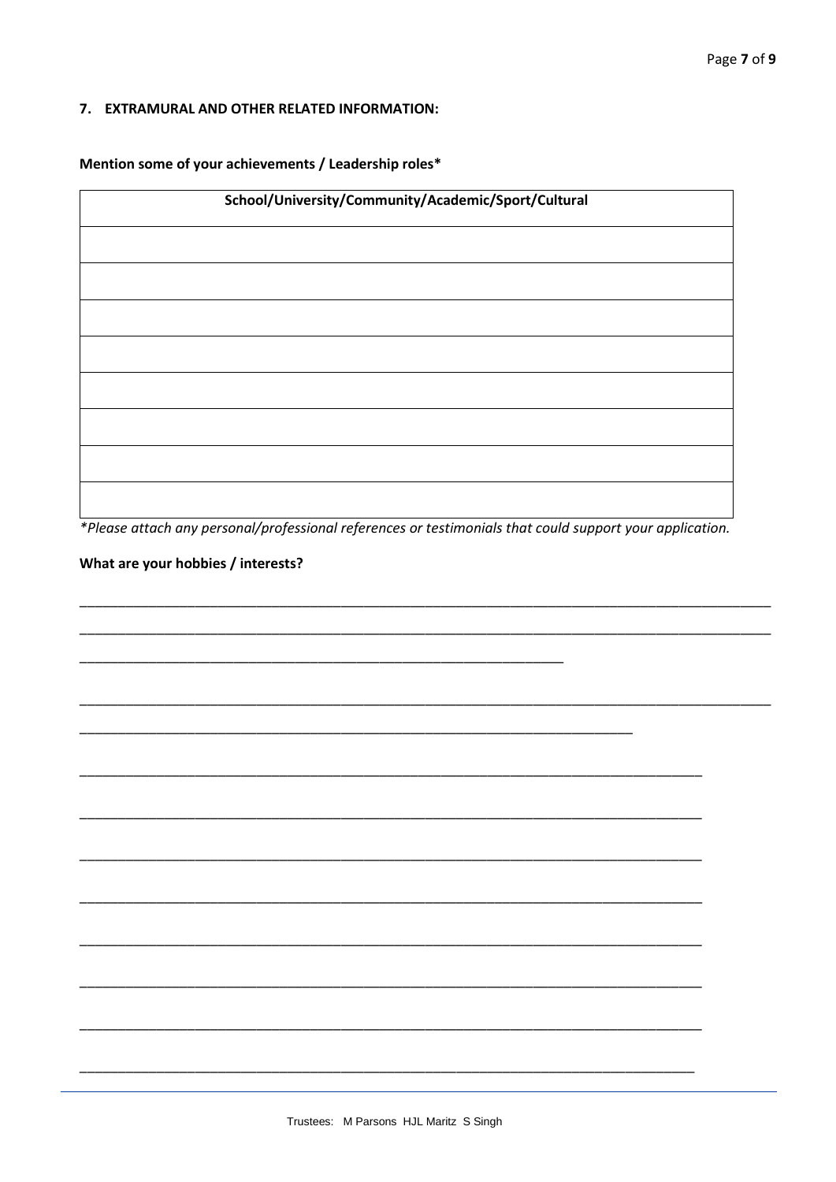## 7. EXTRAMURAL AND OTHER RELATED INFORMATION:

**Mention some of your achievements / Leadership roles***

| School/University/Community/Academic/Sport/Cultural |
| --- |
| |
| |
| |
| |
| |
| |
| |
| |

*\*Please attach any personal/professional references or testimonials that could support your application.*

**What are your hobbies / interests?**

___________________________________________________________________________________________

___________________________________________________________________________________________

_______________________________________________________________

___________________________________________________________________________________________

________________________________________________________________________

_________________________________________________________________________________

_________________________________________________________________________________

_________________________________________________________________________________

_________________________________________________________________________________

_________________________________________________________________________________

_________________________________________________________________________________

_________________________________________________________________________________

________________________________________________________________________________

Trustees: M Parsons HJL Maritz S Singh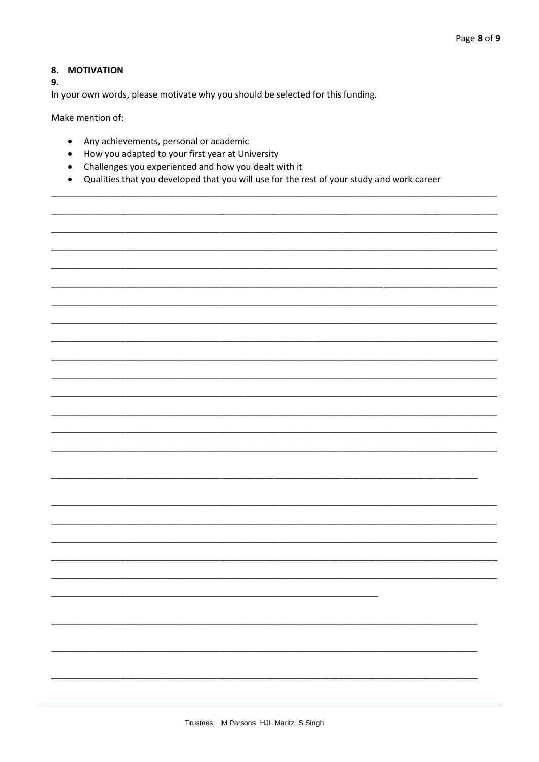## 8. MOTIVATION

**9.**

In your own words, please motivate why you should be selected for this funding.

Make mention of:

- Any achievements, personal or academic
- How you adapted to your first year at University
- Challenges you experienced and how you dealt with it
- Qualities that you developed that you will use for the rest of your study and work career

________________________________________________________________________________________

________________________________________________________________________________________

________________________________________________________________________________________

________________________________________________________________________________________

________________________________________________________________________________________

________________________________________________________________________________________

________________________________________________________________________________________

________________________________________________________________________________________

________________________________________________________________________________________

________________________________________________________________________________________

________________________________________________________________________________________

________________________________________________________________________________________

________________________________________________________________________________________

________________________________________________________________________________________

________________________________________________________________________________________

____________________________________________________________________________________

________________________________________________________________________________________

________________________________________________________________________________________

________________________________________________________________________________________

________________________________________________________________________________________

________________________________________________________________________________________

________________________________________________________________

____________________________________________________________________________________

____________________________________________________________________________________

____________________________________________________________________________________

Trustees: M Parsons HJL Maritz S Singh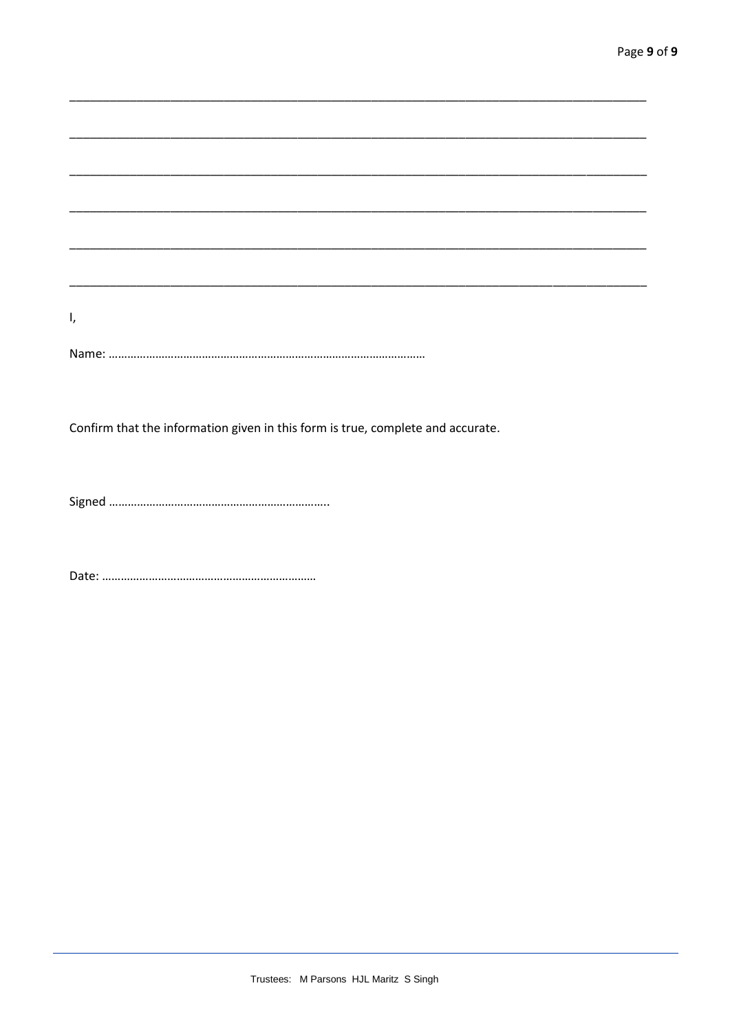\_\_\_\_\_\_\_\_\_\_\_\_\_\_\_\_\_\_\_\_\_\_\_\_\_\_\_\_\_\_\_\_\_\_\_\_\_\_\_\_\_\_\_\_\_\_\_\_\_\_\_\_\_\_\_\_\_\_\_\_\_\_\_\_\_\_\_\_\_\_\_\_\_\_\_\_\_\_\_\_\_\_\_\_

\_\_\_\_\_\_\_\_\_\_\_\_\_\_\_\_\_\_\_\_\_\_\_\_\_\_\_\_\_\_\_\_\_\_\_\_\_\_\_\_\_\_\_\_\_\_\_\_\_\_\_\_\_\_\_\_\_\_\_\_\_\_\_\_\_\_\_\_\_\_\_\_\_\_\_\_\_\_\_\_\_\_\_\_

\_\_\_\_\_\_\_\_\_\_\_\_\_\_\_\_\_\_\_\_\_\_\_\_\_\_\_\_\_\_\_\_\_\_\_\_\_\_\_\_\_\_\_\_\_\_\_\_\_\_\_\_\_\_\_\_\_\_\_\_\_\_\_\_\_\_\_\_\_\_\_\_\_\_\_\_\_\_\_\_\_\_\_\_

\_\_\_\_\_\_\_\_\_\_\_\_\_\_\_\_\_\_\_\_\_\_\_\_\_\_\_\_\_\_\_\_\_\_\_\_\_\_\_\_\_\_\_\_\_\_\_\_\_\_\_\_\_\_\_\_\_\_\_\_\_\_\_\_\_\_\_\_\_\_\_\_\_\_\_\_\_\_\_\_\_\_\_\_

\_\_\_\_\_\_\_\_\_\_\_\_\_\_\_\_\_\_\_\_\_\_\_\_\_\_\_\_\_\_\_\_\_\_\_\_\_\_\_\_\_\_\_\_\_\_\_\_\_\_\_\_\_\_\_\_\_\_\_\_\_\_\_\_\_\_\_\_\_\_\_\_\_\_\_\_\_\_\_\_\_\_\_\_

\_\_\_\_\_\_\_\_\_\_\_\_\_\_\_\_\_\_\_\_\_\_\_\_\_\_\_\_\_\_\_\_\_\_\_\_\_\_\_\_\_\_\_\_\_\_\_\_\_\_\_\_\_\_\_\_\_\_\_\_\_\_\_\_\_\_\_\_\_\_\_\_\_\_\_\_\_\_\_\_\_\_\_\_

I,

Name: ………………………………………………………………………………………

Confirm that the information given in this form is true, complete and accurate.

Signed ……………………………………………………………..

Date: ……………………………………………………………

Trustees: M Parsons HJL Maritz S Singh